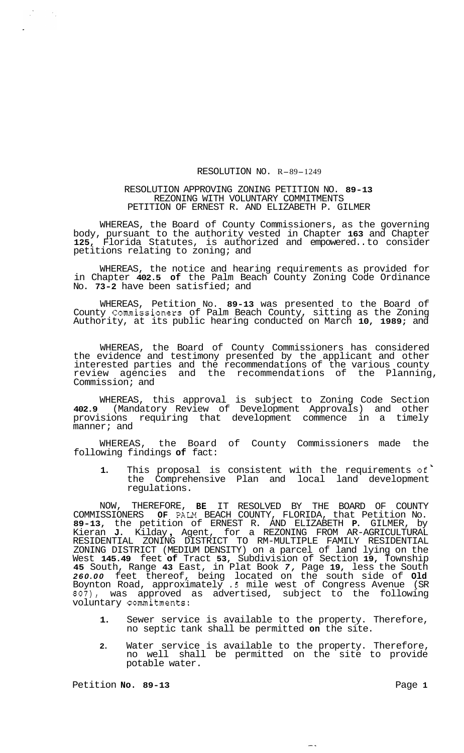RESOLUTION NO. R-89-1249

RESOLUTION APPROVING ZONING PETITION NO. **89-13**
REZONING WITH VOLUNTARY COMMITMENTS
PETITION OF ERNEST R. AND ELIZABETH P. GILMER

WHEREAS, the Board of County Commissioners, as the governing body, pursuant to the authority vested in Chapter **163** and Chapter **125**, Florida Statutes, is authorized and empowered..to consider petitions relating to zoning; and

WHEREAS, the notice and hearing requirements as provided for in Chapter **402.5 of** the Palm Beach County Zoning Code Ordinance No. **73-2** have been satisfied; and

WHEREAS, Petition No. **89-13** was presented to the Board of County Commissioners of Palm Beach County, sitting as the Zoning Authority, at its public hearing conducted on March **10, 1989;** and

WHEREAS, the Board of County Commissioners has considered the evidence and testimony presented by the applicant and other interested parties and the recommendations of the various county review agencies and the recommendations of the Planning, Commission; and

WHEREAS, this approval is subject to Zoning Code Section **402.9** (Mandatory Review of Development Approvals) and other provisions requiring that development commence in a timely manner; and

WHEREAS, the Board of County Commissioners made the following findings **of** fact:

1. This proposal is consistent with the requirements of the Comprehensive Plan and local land development regulations.

NOW, THEREFORE, **BE** IT RESOLVED BY THE BOARD OF COUNTY COMMISSIONERS **OF** PALM BEACH COUNTY, FLORIDA, that Petition No. **89-13**, the petition of ERNEST R. AND ELIZABETH **P.** GILMER, by Kieran **J.** Kilday, Agent, for a REZONING FROM AR-AGRICULTURAL RESIDENTIAL ZONING DISTRICT TO RM-MULTIPLE FAMILY RESIDENTIAL ZONING DISTRICT (MEDIUM DENSITY) on a parcel of land lying on the West **145.49** feet **of** Tract **53**, Subdivision of Section **19**, Township **45** South, Range **43** East, in Plat Book *7*, Page **19**, less the South ***260.00*** feet thereof, being located on the south side of **Old** Boynton Road, approximately .5 mile west of Congress Avenue (SR 807), was approved as advertised, subject to the following voluntary commitments:

1. Sewer service is available to the property. Therefore, no septic tank shall be permitted **on** the site.
2. Water service is available to the property. Therefore, no well shall be permitted on the site to provide potable water.

Petition **No. 89-13**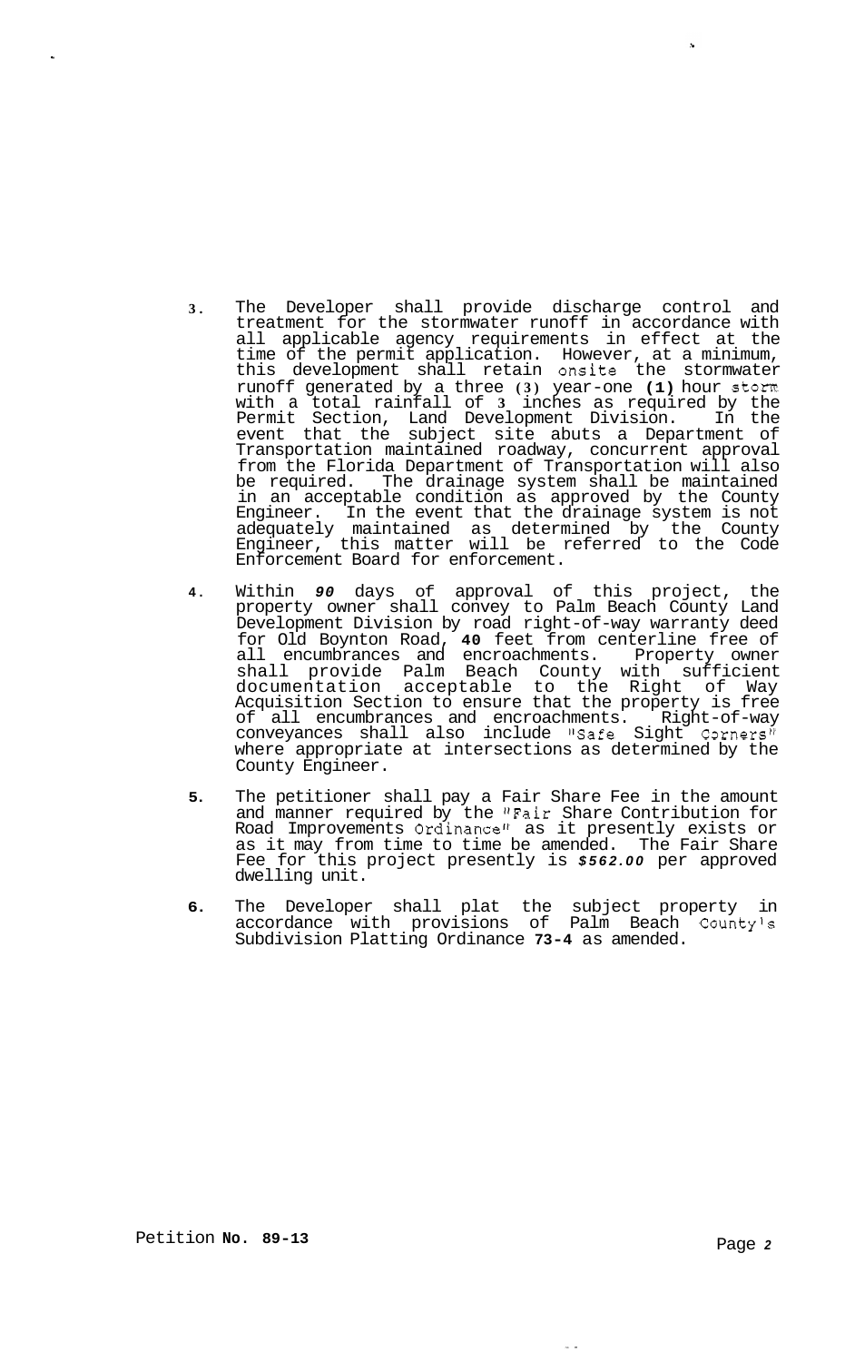3. The Developer shall provide discharge control and treatment for the stormwater runoff in accordance with all applicable agency requirements in effect at the time of the permit application. However, at a minimum, this development shall retain onsite the stormwater runoff generated by a three (3) year-one **(1)** hour storm with a total rainfall of 3 inches as required by the Permit Section, Land Development Division. In the event that the subject site abuts a Department of Transportation maintained roadway, concurrent approval from the Florida Department of Transportation will also be required. The drainage system shall be maintained in an acceptable condition as approved by the County Engineer. In the event that the drainage system is not adequately maintained as determined by the County Engineer, this matter will be referred to the Code Enforcement Board for enforcement.

4. Within ***90*** days of approval of this project, the property owner shall convey to Palm Beach County Land Development Division by road right-of-way warranty deed for Old Boynton Road, **40** feet from centerline free of all encumbrances and encroachments. Property owner shall provide Palm Beach County with sufficient documentation acceptable to the Right of Way Acquisition Section to ensure that the property is free of all encumbrances and encroachments. Right-of-way conveyances shall also include "Safe Sight Corners" where appropriate at intersections as determined by the County Engineer.

5. The petitioner shall pay a Fair Share Fee in the amount and manner required by the "Fair Share Contribution for Road Improvements Ordinance" as it presently exists or as it may from time to time be amended. The Fair Share Fee for this project presently is ***$562.00*** per approved dwelling unit.

6. The Developer shall plat the subject property in accordance with provisions of Palm Beach County's Subdivision Platting Ordinance **73-4** as amended.

Petition **No. 89-13**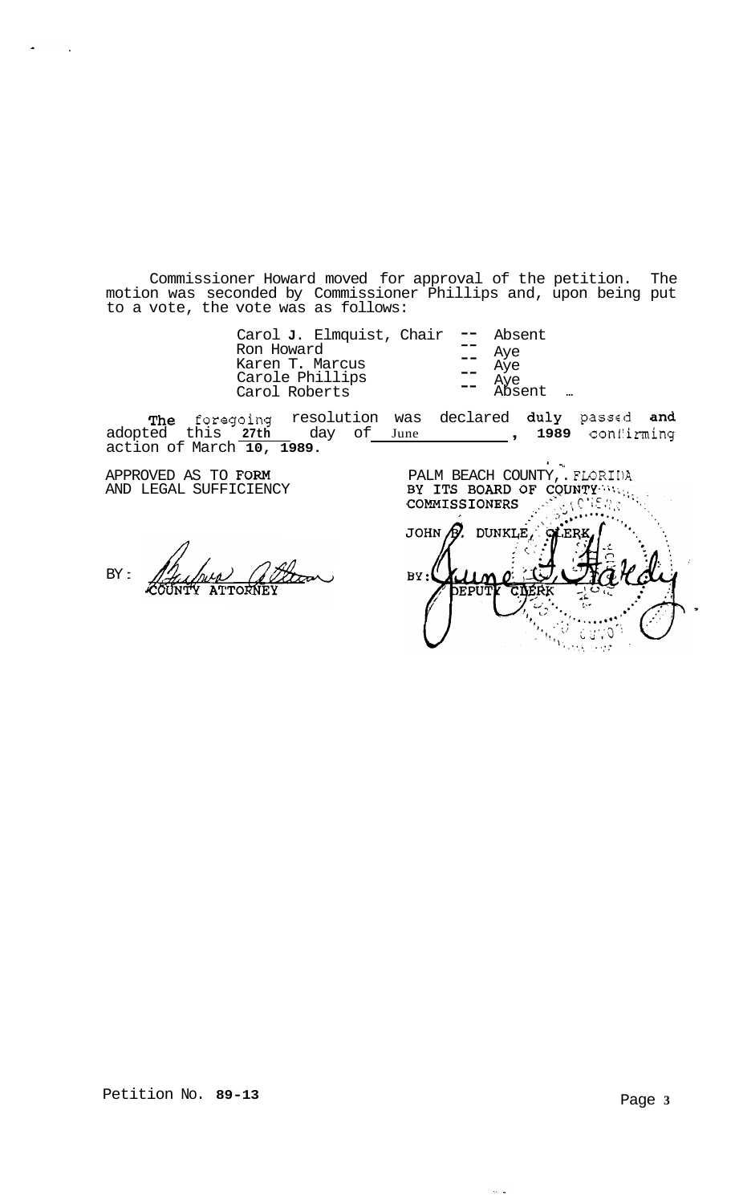Commissioner Howard moved for approval of the petition. The motion was seconded by Commissioner Phillips and, upon being put to a vote, the vote was as follows:

| | | |
|---|---|---|
| Carol J. Elmquist, Chair | -- | Absent |
| Ron Howard | -- | Aye |
| Karen T. Marcus | -- | Aye |
| Carole Phillips | -- | Aye |
| Carol Roberts | -- | Absent |

The foregoing resolution was declared duly passed and adopted this 27th day of June, 1989 confirming action of March 10, 1989.

APPROVED AS TO FORM AND LEGAL SUFFICIENCY

BY: COUNTY ATTORNEY

PALM BEACH COUNTY, FLORIDA BY ITS BOARD OF COUNTY COMMISSIONERS

JOHN B. DUNKLE, CLERK

BY: DEPUTY CLERK

Petition No. 89-13